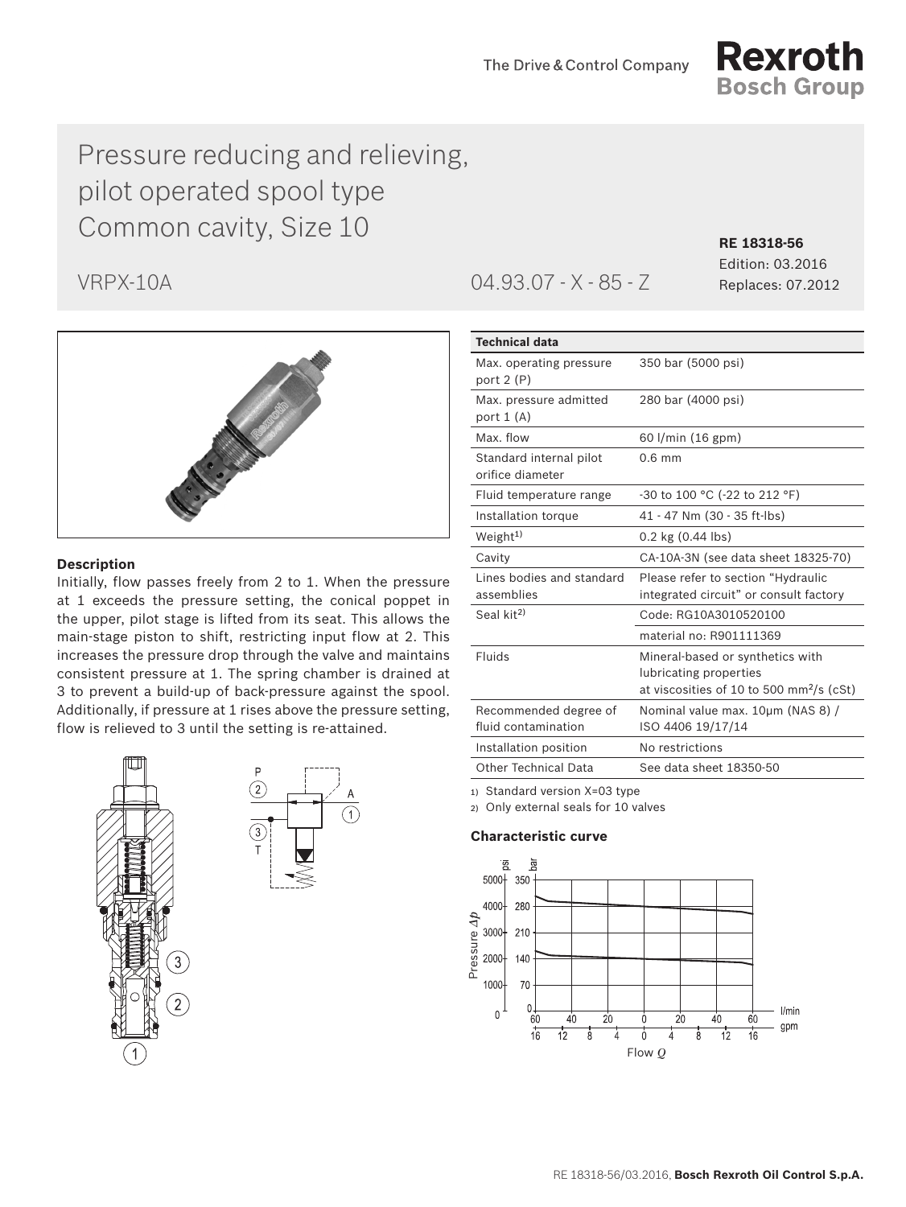The Drive & Control Company

**Rexroth**
**Bosch Group**

# Pressure reducing and relieving, pilot operated spool type Common cavity, Size 10

VRPX-10A

04.93.07 - X - 85 - Z

**RE 18318-56**
Edition: 03.2016
Replaces: 07.2012

### Description

Initially, flow passes freely from 2 to 1. When the pressure at 1 exceeds the pressure setting, the conical poppet in the upper, pilot stage is lifted from its seat. This allows the main-stage piston to shift, restricting input flow at 2. This increases the pressure drop through the valve and maintains consistent pressure at 1. The spring chamber is drained at 3 to prevent a build-up of back-pressure against the spool. Additionally, if pressure at 1 rises above the pressure setting, flow is relieved to 3 until the setting is re-attained.

| Technical data | |
|---|---|
| Max. operating pressure port 2 (P) | 350 bar (5000 psi) |
| Max. pressure admitted port 1 (A) | 280 bar (4000 psi) |
| Max. flow | 60 l/min (16 gpm) |
| Standard internal pilot orifice diameter | 0.6 mm |
| Fluid temperature range | -30 to 100 °C (-22 to 212 °F) |
| Installation torque | 41 - 47 Nm (30 - 35 ft-lbs) |
| Weight[1] | 0.2 kg (0.44 lbs) |
| Cavity | CA-10A-3N (see data sheet 18325-70) |
| Lines bodies and standard assemblies | Please refer to section "Hydraulic integrated circuit" or consult factory |
| Seal kit[2] | Code: RG10A3010520100 |
| | material no: R901111369 |
| Fluids | Mineral-based or synthetics with lubricating properties at viscosities of 10 to 500 mm²/s (cSt) |
| Recommended degree of fluid contamination | Nominal value max. 10μm (NAS 8) / ISO 4406 19/17/14 |
| Installation position | No restrictions |
| Other Technical Data | See data sheet 18350-50 |

1) Standard version X=03 type
2) Only external seals for 10 valves

### Characteristic curve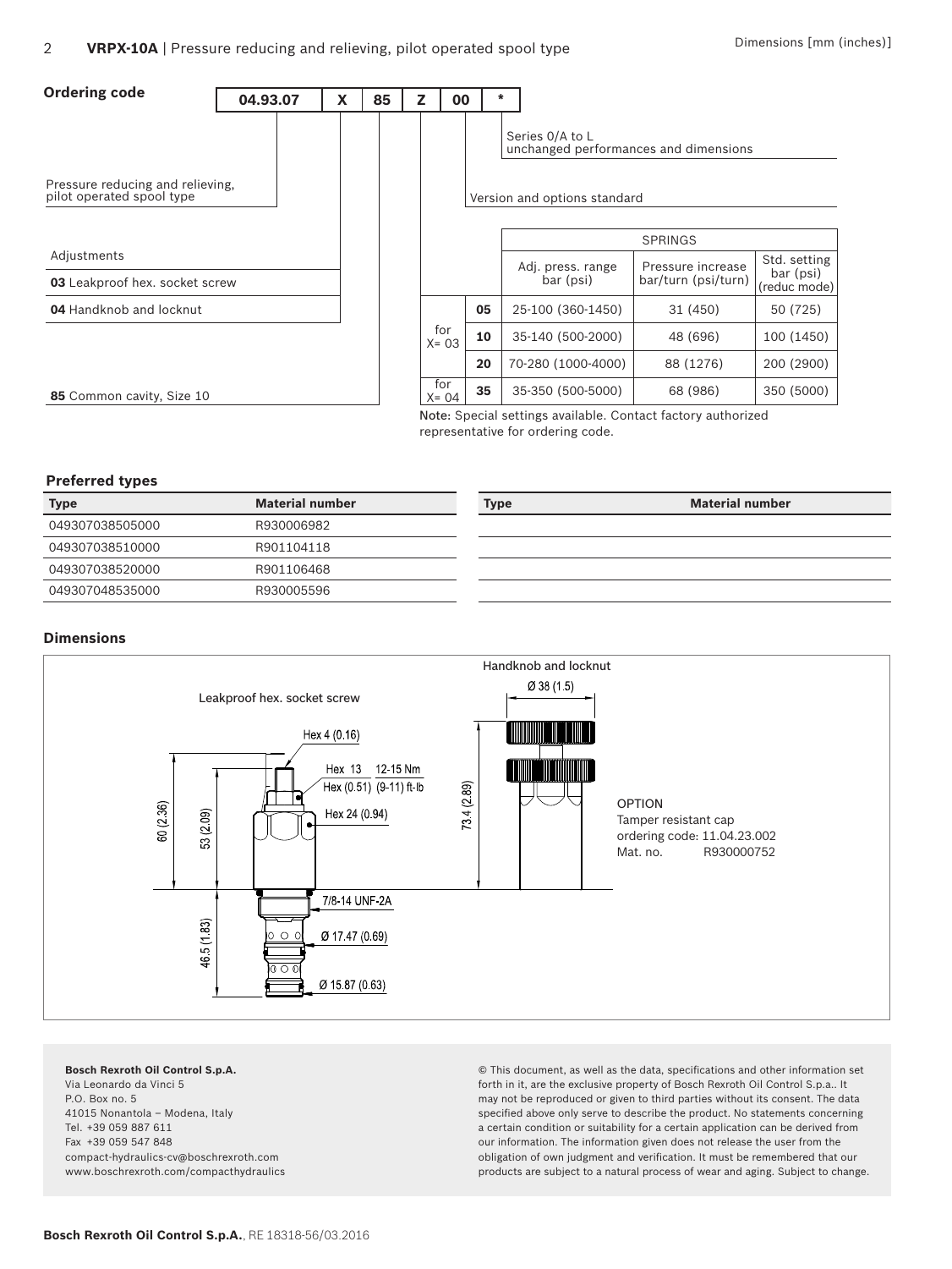## Ordering code

| 04.93.07 | X | 85 | Z | 00 | * |
|---|---|---|---|---|---|

- Pressure reducing and relieving, pilot operated spool type
- Adjustments
  - **03** Leakproof hex. socket screw
  - **04** Handknob and locknut
- **85** Common cavity, Size 10
- Version and options standard
- Series 0/A to L unchanged performances and dimensions

| | | SPRINGS | | |
|---|---|---|---|---|
| | | Adj. press. range bar (psi) | Pressure increase bar/turn (psi/turn) | Std. setting bar (psi) (reduc mode) |
| for X= 03 | **05** | 25-100 (360-1450) | 31 (450) | 50 (725) |
| | **10** | 35-140 (500-2000) | 48 (696) | 100 (1450) |
| | **20** | 70-280 (1000-4000) | 88 (1276) | 200 (2900) |
| for X= 04 | **35** | 35-350 (500-5000) | 68 (986) | 350 (5000) |

Note: Special settings available. Contact factory authorized representative for ordering code.

### Preferred types

| Type | Material number | Type | Material number |
|---|---|---|---|
| 049307038505000 | R930006982 | | |
| 049307038510000 | R901104118 | | |
| 049307038520000 | R901106468 | | |
| 049307048535000 | R930005596 | | |

### Dimensions

Dimensions [mm (inches)]

Leakproof hex. socket screw

Hex 4 (0.16)

Hex 13 12-15 Nm

Hex (0.51) (9-11) ft-lb

Hex 24 (0.94)

60 (2.36)

53 (2.09)

7/8-14 UNF-2A

Ø 17.47 (0.69)

46.5 (1.83)

Ø 15.87 (0.63)

Handknob and locknut

Ø 38 (1.5)

73.4 (2.89)

OPTION
Tamper resistant cap
ordering code: 11.04.23.002
Mat. no. R930000752

**Bosch Rexroth Oil Control S.p.A.**
Via Leonardo da Vinci 5
P.O. Box no. 5
41015 Nonantola – Modena, Italy
Tel. +39 059 887 611
Fax +39 059 547 848
compact-hydraulics-cv@boschrexroth.com
www.boschrexroth.com/compacthydraulics

© This document, as well as the data, specifications and other information set forth in it, are the exclusive property of Bosch Rexroth Oil Control S.p.a.. It may not be reproduced or given to third parties without its consent. The data specified above only serve to describe the product. No statements concerning a certain condition or suitability for a certain application can be derived from our information. The information given does not release the user from the obligation of own judgment and verification. It must be remembered that our products are subject to a natural process of wear and aging. Subject to change.